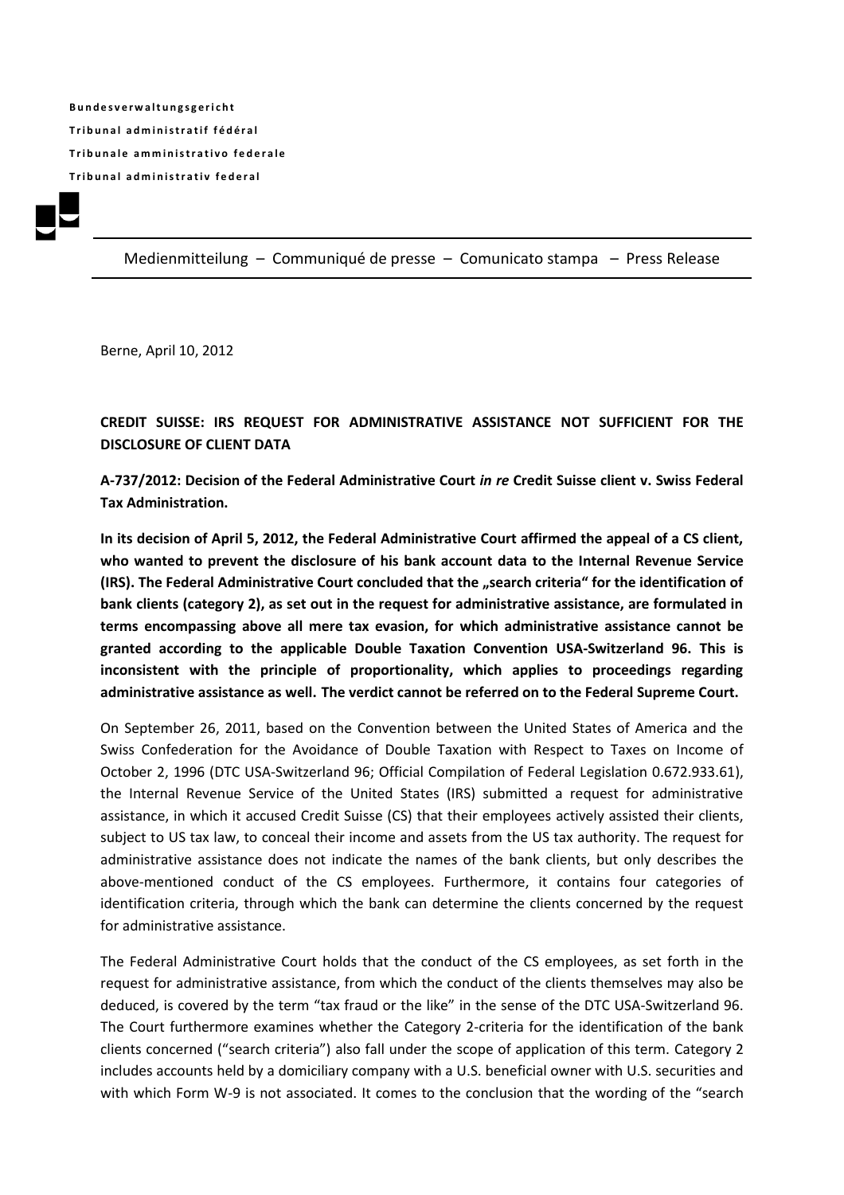**Bundesverwaltungsgericht**
**Tribunal administratif fédéral**
**Tribunale amministrativo federale**
**Tribunal administrativ federal**

Medienmitteilung – Communiqué de presse – Comunicato stampa – Press Release

Berne, April 10, 2012

## CREDIT SUISSE: IRS REQUEST FOR ADMINISTRATIVE ASSISTANCE NOT SUFFICIENT FOR THE DISCLOSURE OF CLIENT DATA

**A-737/2012: Decision of the Federal Administrative Court *in re* Credit Suisse client v. Swiss Federal Tax Administration.**

**In its decision of April 5, 2012, the Federal Administrative Court affirmed the appeal of a CS client, who wanted to prevent the disclosure of his bank account data to the Internal Revenue Service (IRS). The Federal Administrative Court concluded that the „search criteria" for the identification of bank clients (category 2), as set out in the request for administrative assistance, are formulated in terms encompassing above all mere tax evasion, for which administrative assistance cannot be granted according to the applicable Double Taxation Convention USA-Switzerland 96. This is inconsistent with the principle of proportionality, which applies to proceedings regarding administrative assistance as well. The verdict cannot be referred on to the Federal Supreme Court.**

On September 26, 2011, based on the Convention between the United States of America and the Swiss Confederation for the Avoidance of Double Taxation with Respect to Taxes on Income of October 2, 1996 (DTC USA-Switzerland 96; Official Compilation of Federal Legislation 0.672.933.61), the Internal Revenue Service of the United States (IRS) submitted a request for administrative assistance, in which it accused Credit Suisse (CS) that their employees actively assisted their clients, subject to US tax law, to conceal their income and assets from the US tax authority. The request for administrative assistance does not indicate the names of the bank clients, but only describes the above-mentioned conduct of the CS employees. Furthermore, it contains four categories of identification criteria, through which the bank can determine the clients concerned by the request for administrative assistance.

The Federal Administrative Court holds that the conduct of the CS employees, as set forth in the request for administrative assistance, from which the conduct of the clients themselves may also be deduced, is covered by the term "tax fraud or the like" in the sense of the DTC USA-Switzerland 96. The Court furthermore examines whether the Category 2-criteria for the identification of the bank clients concerned ("search criteria") also fall under the scope of application of this term. Category 2 includes accounts held by a domiciliary company with a U.S. beneficial owner with U.S. securities and with which Form W-9 is not associated. It comes to the conclusion that the wording of the "search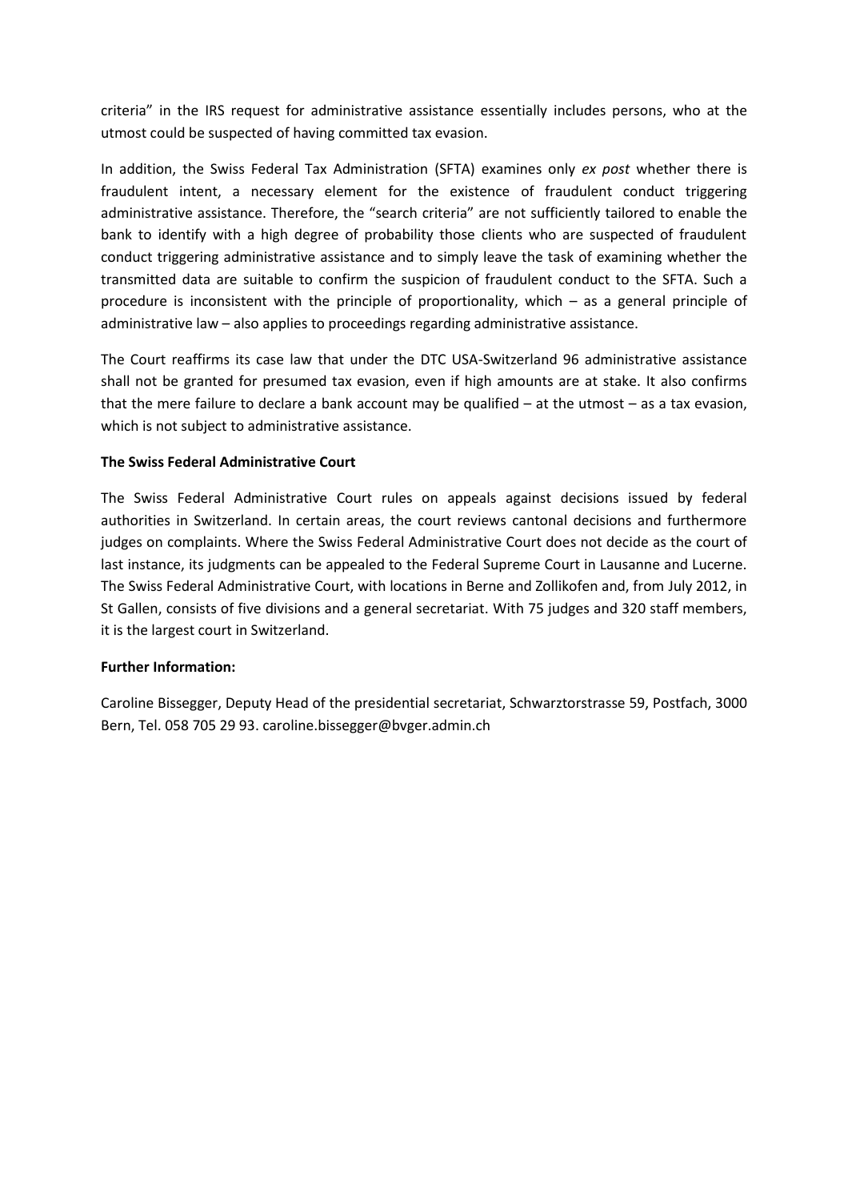criteria" in the IRS request for administrative assistance essentially includes persons, who at the utmost could be suspected of having committed tax evasion.

In addition, the Swiss Federal Tax Administration (SFTA) examines only *ex post* whether there is fraudulent intent, a necessary element for the existence of fraudulent conduct triggering administrative assistance. Therefore, the "search criteria" are not sufficiently tailored to enable the bank to identify with a high degree of probability those clients who are suspected of fraudulent conduct triggering administrative assistance and to simply leave the task of examining whether the transmitted data are suitable to confirm the suspicion of fraudulent conduct to the SFTA. Such a procedure is inconsistent with the principle of proportionality, which – as a general principle of administrative law – also applies to proceedings regarding administrative assistance.

The Court reaffirms its case law that under the DTC USA-Switzerland 96 administrative assistance shall not be granted for presumed tax evasion, even if high amounts are at stake. It also confirms that the mere failure to declare a bank account may be qualified – at the utmost – as a tax evasion, which is not subject to administrative assistance.

**The Swiss Federal Administrative Court**

The Swiss Federal Administrative Court rules on appeals against decisions issued by federal authorities in Switzerland. In certain areas, the court reviews cantonal decisions and furthermore judges on complaints. Where the Swiss Federal Administrative Court does not decide as the court of last instance, its judgments can be appealed to the Federal Supreme Court in Lausanne and Lucerne. The Swiss Federal Administrative Court, with locations in Berne and Zollikofen and, from July 2012, in St Gallen, consists of five divisions and a general secretariat. With 75 judges and 320 staff members, it is the largest court in Switzerland.

**Further Information:**

Caroline Bissegger, Deputy Head of the presidential secretariat, Schwarztorstrasse 59, Postfach, 3000 Bern, Tel. 058 705 29 93. caroline.bissegger@bvger.admin.ch